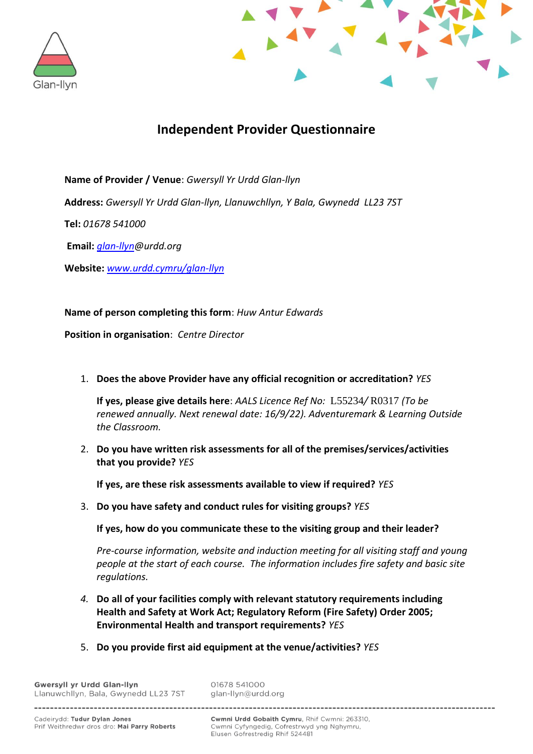Glan-llyn

# Independent Provider Questionnaire

**Name of Provider / Venue**: *Gwersyll Yr Urdd Glan-llyn*

**Address:** *Gwersyll Yr Urdd Glan-llyn, Llanuwchllyn, Y Bala, Gwynedd LL23 7ST*

**Tel:** *01678 541000*

**Email:** *glan-llyn@urdd.org*

**Website:** *www.urdd.cymru/glan-llyn*

**Name of person completing this form**: *Huw Antur Edwards*

**Position in organisation**: *Centre Director*

1. **Does the above Provider have any official recognition or accreditation?** *YES*

   **If yes, please give details here**: *AALS Licence Ref No:* L55234/ R0317 *(To be renewed annually. Next renewal date: 16/9/22). Adventuremark & Learning Outside the Classroom.*

2. **Do you have written risk assessments for all of the premises/services/activities that you provide?** *YES*

   **If yes, are these risk assessments available to view if required?** *YES*

3. **Do you have safety and conduct rules for visiting groups?** *YES*

   **If yes, how do you communicate these to the visiting group and their leader?**

   *Pre-course information, website and induction meeting for all visiting staff and young people at the start of each course. The information includes fire safety and basic site regulations.*

4. **Do all of your facilities comply with relevant statutory requirements including Health and Safety at Work Act; Regulatory Reform (Fire Safety) Order 2005; Environmental Health and transport requirements?** *YES*

5. **Do you provide first aid equipment at the venue/activities?** *YES*

Gwersyll yr Urdd Glan-llyn
Llanuwchllyn, Bala, Gwynedd LL23 7ST

01678 541000
glan-llyn@urdd.org

Cadeirydd: **Tudur Dylan Jones**
Prif Weithredwr dros dro: **Mai Parry Roberts**

**Cwmni Urdd Gobaith Cymru**, Rhif Cwmni: 263310,
Cwmni Cyfyngedig, Cofrestrwyd yng Nghymru,
Elusen Gofrestredig Rhif 524481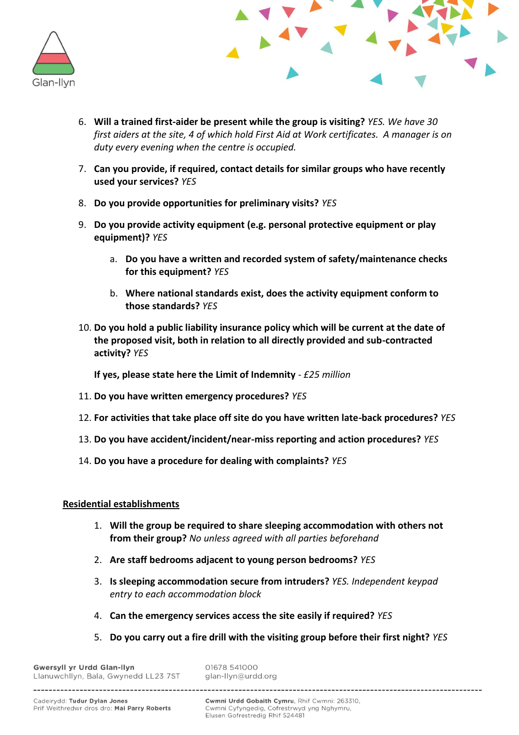6. **Will a trained first-aider be present while the group is visiting?** *YES. We have 30 first aiders at the site, 4 of which hold First Aid at Work certificates. A manager is on duty every evening when the centre is occupied.*

7. **Can you provide, if required, contact details for similar groups who have recently used your services?** *YES*

8. **Do you provide opportunities for preliminary visits?** *YES*

9. **Do you provide activity equipment (e.g. personal protective equipment or play equipment)?** *YES*

   a. **Do you have a written and recorded system of safety/maintenance checks for this equipment?** *YES*

   b. **Where national standards exist, does the activity equipment conform to those standards?** *YES*

10. **Do you hold a public liability insurance policy which will be current at the date of the proposed visit, both in relation to all directly provided and sub-contracted activity?** *YES*

    **If yes, please state here the Limit of Indemnity** - *£25 million*

11. **Do you have written emergency procedures?** *YES*

12. **For activities that take place off site do you have written late-back procedures?** *YES*

13. **Do you have accident/incident/near-miss reporting and action procedures?** *YES*

14. **Do you have a procedure for dealing with complaints?** *YES*

## Residential establishments

1. **Will the group be required to share sleeping accommodation with others not from their group?** *No unless agreed with all parties beforehand*

2. **Are staff bedrooms adjacent to young person bedrooms?** *YES*

3. **Is sleeping accommodation secure from intruders?** *YES. Independent keypad entry to each accommodation block*

4. **Can the emergency services access the site easily if required?** *YES*

5. **Do you carry out a fire drill with the visiting group before their first night?** *YES*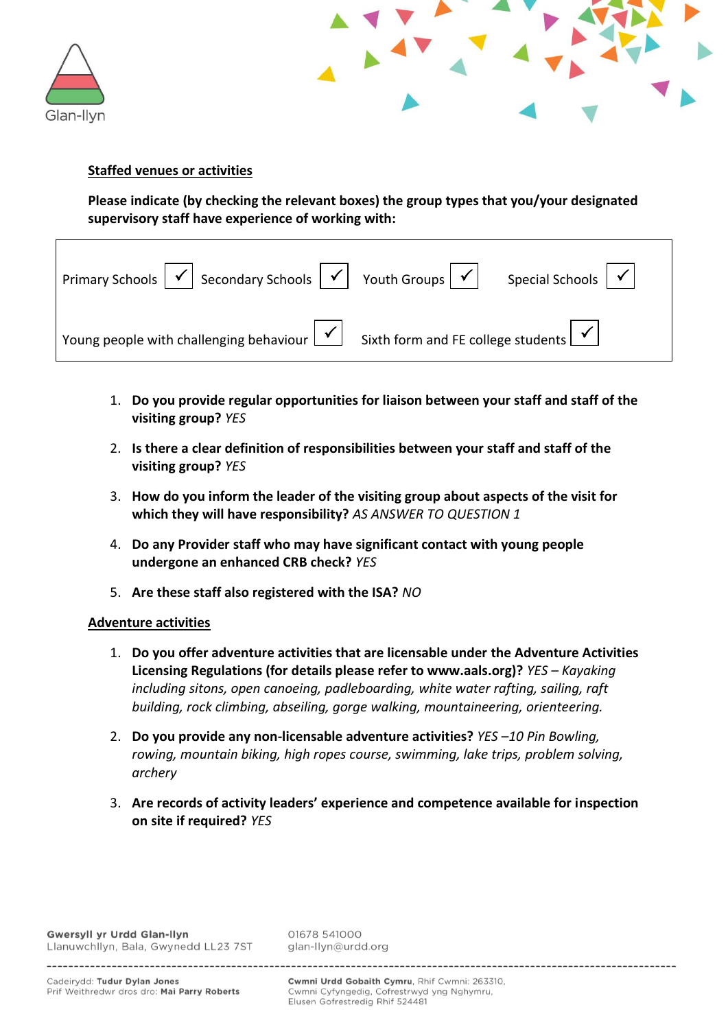**Staffed venues or activities**

**Please indicate (by checking the relevant boxes) the group types that you/your designated supervisory staff have experience of working with:**

| | | | | | | | |
|---|---|---|---|---|---|---|---|
| Primary Schools | ✓ | Secondary Schools | ✓ | Youth Groups | ✓ | Special Schools | ✓ |
| Young people with challenging behaviour | ✓ | Sixth form and FE college students | ✓ | | | | |

1. **Do you provide regular opportunities for liaison between your staff and staff of the visiting group?** *YES*
2. **Is there a clear definition of responsibilities between your staff and staff of the visiting group?** *YES*
3. **How do you inform the leader of the visiting group about aspects of the visit for which they will have responsibility?** *AS ANSWER TO QUESTION 1*
4. **Do any Provider staff who may have significant contact with young people undergone an enhanced CRB check?** *YES*
5. **Are these staff also registered with the ISA?** *NO*

**Adventure activities**

1. **Do you offer adventure activities that are licensable under the Adventure Activities Licensing Regulations (for details please refer to www.aals.org)?** *YES – Kayaking including sitons, open canoeing, padleboarding, white water rafting, sailing, raft building, rock climbing, abseiling, gorge walking, mountaineering, orienteering.*
2. **Do you provide any non-licensable adventure activities?** *YES –10 Pin Bowling, rowing, mountain biking, high ropes course, swimming, lake trips, problem solving, archery*
3. **Are records of activity leaders' experience and competence available for inspection on site if required?** *YES*